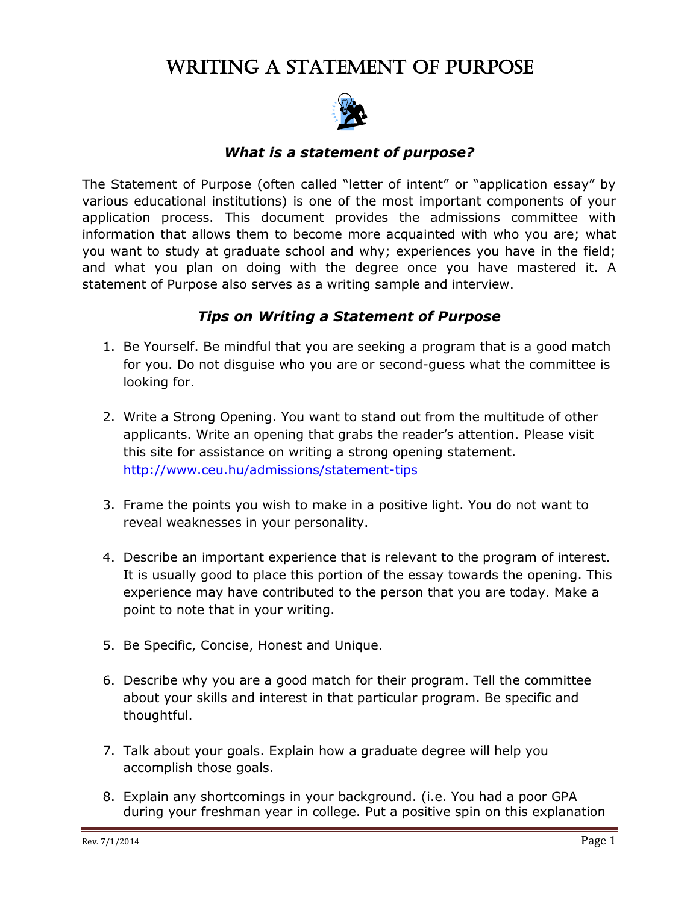# WRITING A STATEMENT OF PURPOSE

### *What is a statement of purpose?*

The Statement of Purpose (often called "letter of intent" or "application essay" by various educational institutions) is one of the most important components of your application process. This document provides the admissions committee with information that allows them to become more acquainted with who you are; what you want to study at graduate school and why; experiences you have in the field; and what you plan on doing with the degree once you have mastered it. A statement of Purpose also serves as a writing sample and interview.

### *Tips on Writing a Statement of Purpose*

1. Be Yourself. Be mindful that you are seeking a program that is a good match for you. Do not disguise who you are or second-guess what the committee is looking for.

2. Write a Strong Opening. You want to stand out from the multitude of other applicants. Write an opening that grabs the reader's attention. Please visit this site for assistance on writing a strong opening statement. http://www.ceu.hu/admissions/statement-tips

3. Frame the points you wish to make in a positive light. You do not want to reveal weaknesses in your personality.

4. Describe an important experience that is relevant to the program of interest. It is usually good to place this portion of the essay towards the opening. This experience may have contributed to the person that you are today. Make a point to note that in your writing.

5. Be Specific, Concise, Honest and Unique.

6. Describe why you are a good match for their program. Tell the committee about your skills and interest in that particular program. Be specific and thoughtful.

7. Talk about your goals. Explain how a graduate degree will help you accomplish those goals.

8. Explain any shortcomings in your background. (i.e. You had a poor GPA during your freshman year in college. Put a positive spin on this explanation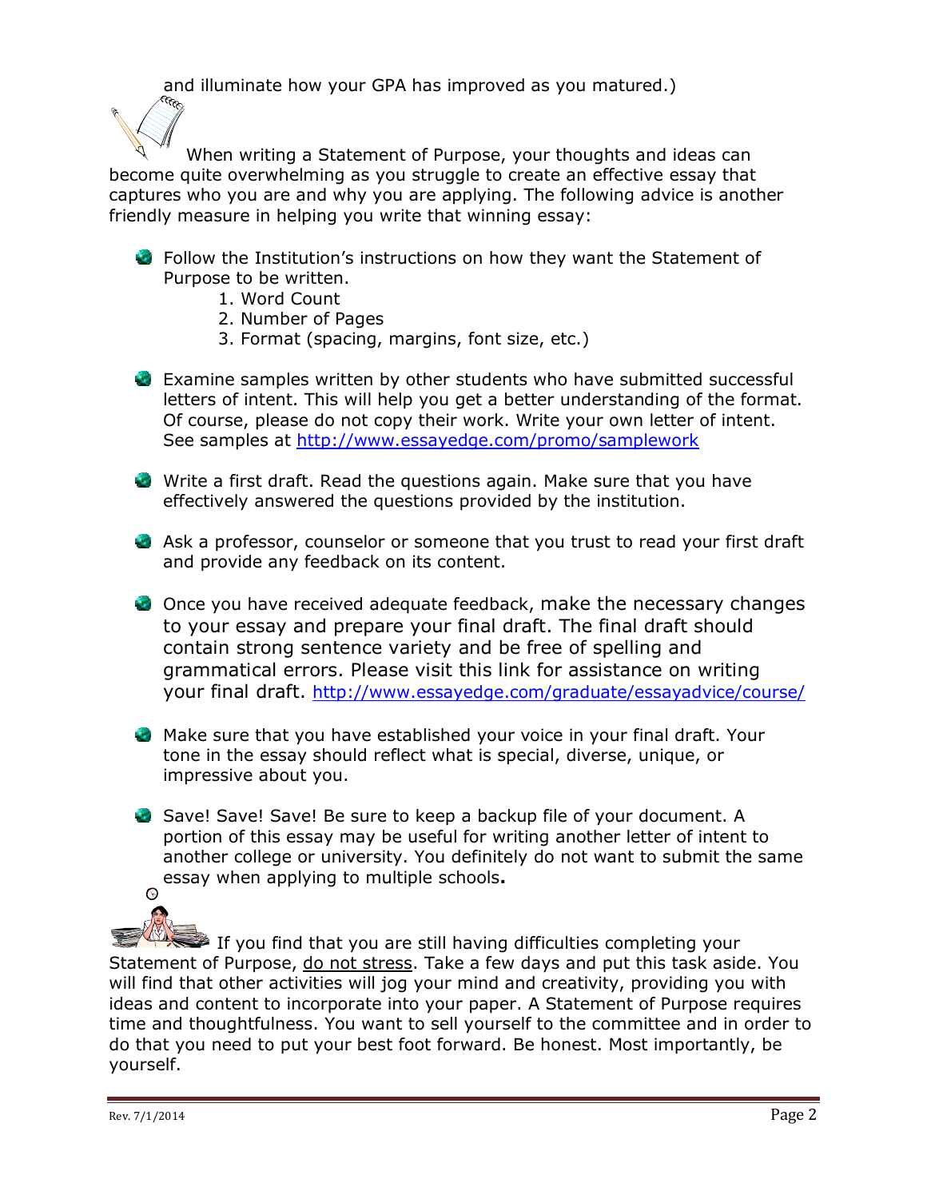and illuminate how your GPA has improved as you matured.)

When writing a Statement of Purpose, your thoughts and ideas can become quite overwhelming as you struggle to create an effective essay that captures who you are and why you are applying. The following advice is another friendly measure in helping you write that winning essay:

- Follow the Institution's instructions on how they want the Statement of Purpose to be written.
    1. Word Count
    2. Number of Pages
    3. Format (spacing, margins, font size, etc.)

- Examine samples written by other students who have submitted successful letters of intent. This will help you get a better understanding of the format. Of course, please do not copy their work. Write your own letter of intent. See samples at [http://www.essayedge.com/promo/samplework](http://www.essayedge.com/promo/samplework)

- Write a first draft. Read the questions again. Make sure that you have effectively answered the questions provided by the institution.

- Ask a professor, counselor or someone that you trust to read your first draft and provide any feedback on its content.

- Once you have received adequate feedback, make the necessary changes to your essay and prepare your final draft. The final draft should contain strong sentence variety and be free of spelling and grammatical errors. Please visit this link for assistance on writing your final draft. [http://www.essayedge.com/graduate/essayadvice/course/](http://www.essayedge.com/graduate/essayadvice/course/)

- Make sure that you have established your voice in your final draft. Your tone in the essay should reflect what is special, diverse, unique, or impressive about you.

- Save! Save! Save! Be sure to keep a backup file of your document. A portion of this essay may be useful for writing another letter of intent to another college or university. You definitely do not want to submit the same essay when applying to multiple schools**.**

If you find that you are still having difficulties completing your Statement of Purpose, do not stress. Take a few days and put this task aside. You will find that other activities will jog your mind and creativity, providing you with ideas and content to incorporate into your paper. A Statement of Purpose requires time and thoughtfulness. You want to sell yourself to the committee and in order to do that you need to put your best foot forward. Be honest. Most importantly, be yourself.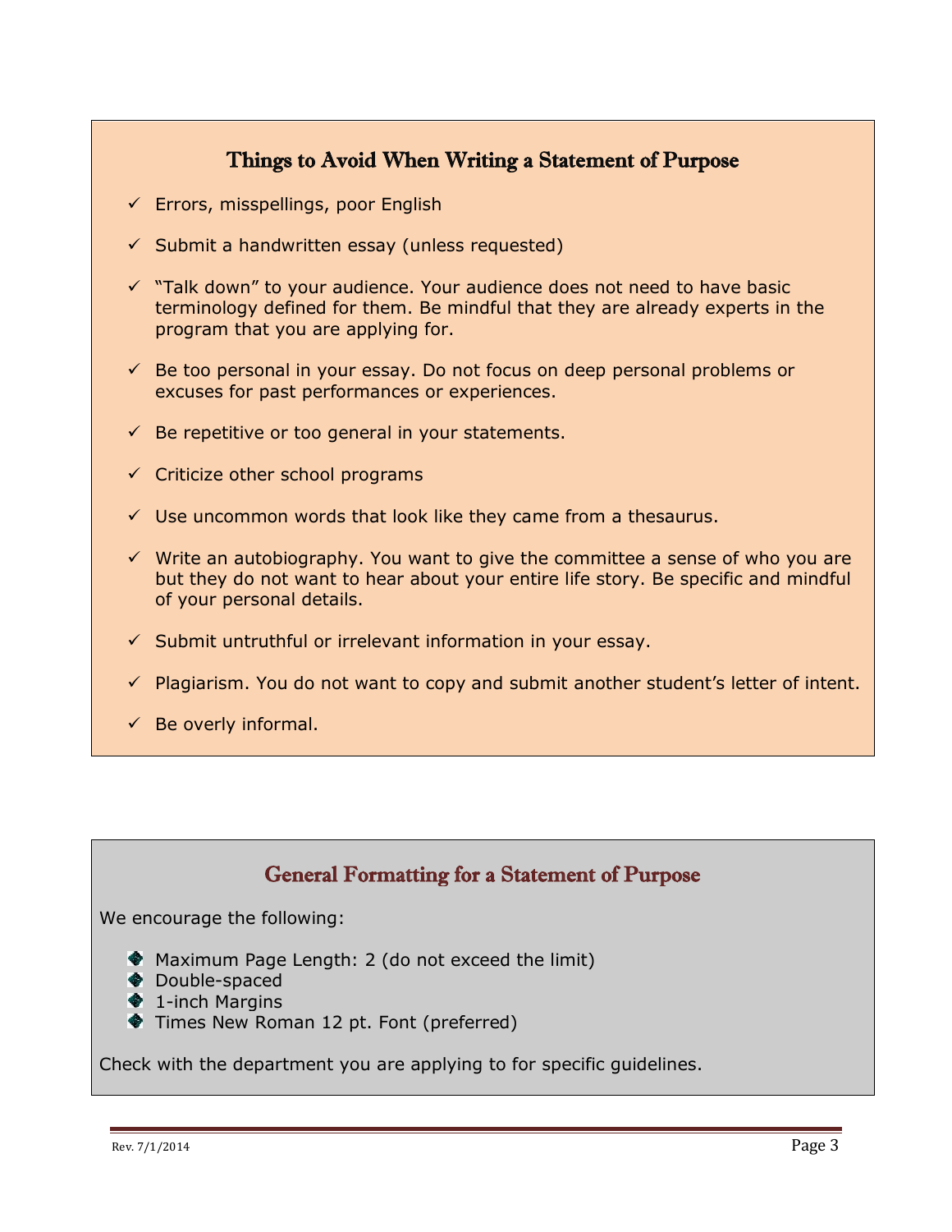## Things to Avoid When Writing a Statement of Purpose

- ✓ Errors, misspellings, poor English
- ✓ Submit a handwritten essay (unless requested)
- ✓ "Talk down" to your audience. Your audience does not need to have basic terminology defined for them. Be mindful that they are already experts in the program that you are applying for.
- ✓ Be too personal in your essay. Do not focus on deep personal problems or excuses for past performances or experiences.
- ✓ Be repetitive or too general in your statements.
- ✓ Criticize other school programs
- ✓ Use uncommon words that look like they came from a thesaurus.
- ✓ Write an autobiography. You want to give the committee a sense of who you are but they do not want to hear about your entire life story. Be specific and mindful of your personal details.
- ✓ Submit untruthful or irrelevant information in your essay.
- ✓ Plagiarism. You do not want to copy and submit another student's letter of intent.
- ✓ Be overly informal.

## General Formatting for a Statement of Purpose

We encourage the following:

- Maximum Page Length: 2 (do not exceed the limit)
- Double-spaced
- 1-inch Margins
- Times New Roman 12 pt. Font (preferred)

Check with the department you are applying to for specific guidelines.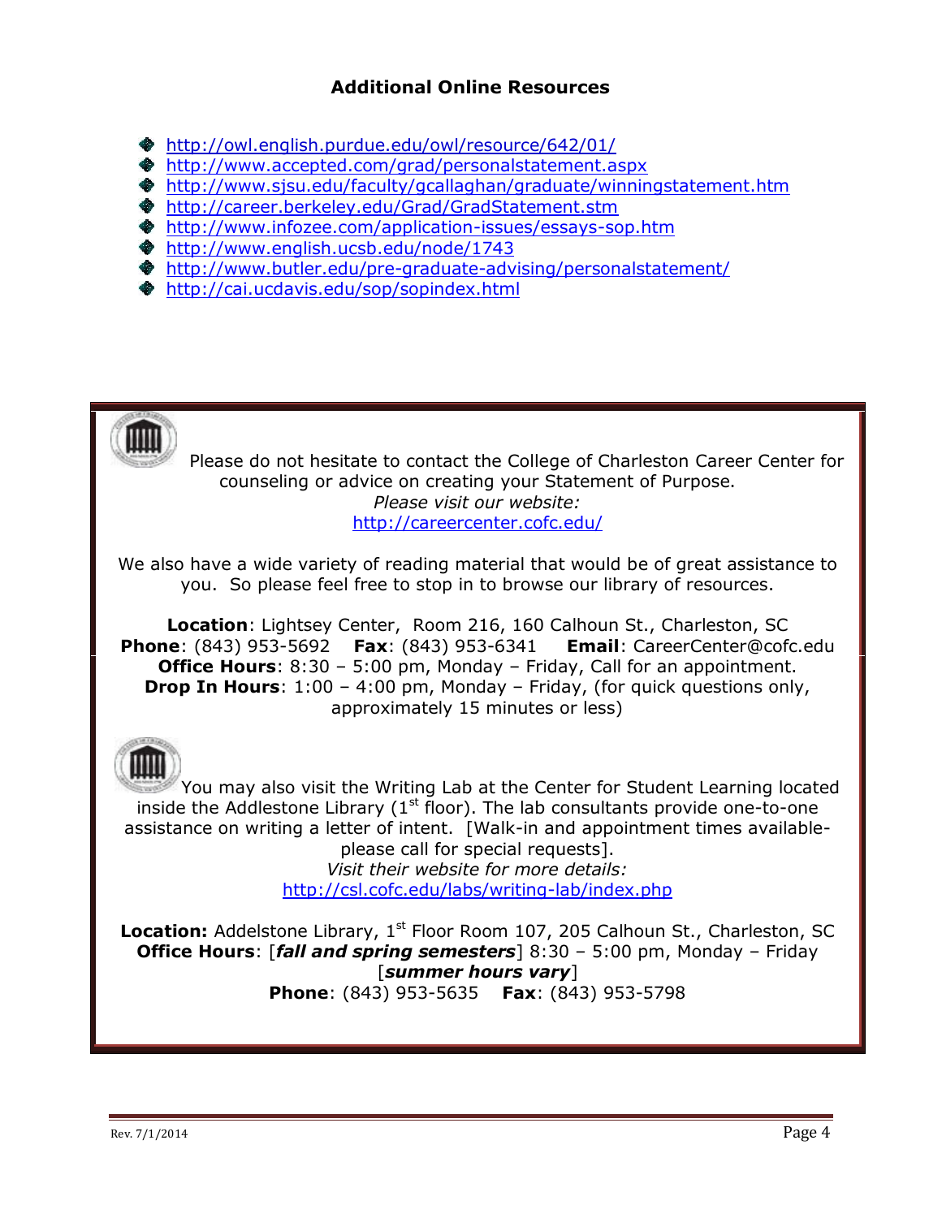## Additional Online Resources

- http://owl.english.purdue.edu/owl/resource/642/01/
- http://www.accepted.com/grad/personalstatement.aspx
- http://www.sjsu.edu/faculty/gcallaghan/graduate/winningstatement.htm
- http://career.berkeley.edu/Grad/GradStatement.stm
- http://www.infozee.com/application-issues/essays-sop.htm
- http://www.english.ucsb.edu/node/1743
- http://www.butler.edu/pre-graduate-advising/personalstatement/
- http://cai.ucdavis.edu/sop/sopindex.html

Please do not hesitate to contact the College of Charleston Career Center for counseling or advice on creating your Statement of Purpose.

*Please visit our website:*

http://careercenter.cofc.edu/

We also have a wide variety of reading material that would be of great assistance to you. So please feel free to stop in to browse our library of resources.

**Location**: Lightsey Center, Room 216, 160 Calhoun St., Charleston, SC
**Phone**: (843) 953-5692 **Fax**: (843) 953-6341 **Email**: CareerCenter@cofc.edu
**Office Hours**: 8:30 – 5:00 pm, Monday – Friday, Call for an appointment.
**Drop In Hours**: 1:00 – 4:00 pm, Monday – Friday, (for quick questions only, approximately 15 minutes or less)

You may also visit the Writing Lab at the Center for Student Learning located inside the Addlestone Library (1st floor). The lab consultants provide one-to-one assistance on writing a letter of intent. [Walk-in and appointment times available- please call for special requests].

*Visit their website for more details:*

http://csl.cofc.edu/labs/writing-lab/index.php

**Location:** Addelstone Library, 1st Floor Room 107, 205 Calhoun St., Charleston, SC
**Office Hours**: [***fall and spring semesters***] 8:30 – 5:00 pm, Monday – Friday
[***summer hours vary***]
**Phone**: (843) 953-5635 **Fax**: (843) 953-5798

Rev. 7/1/2014